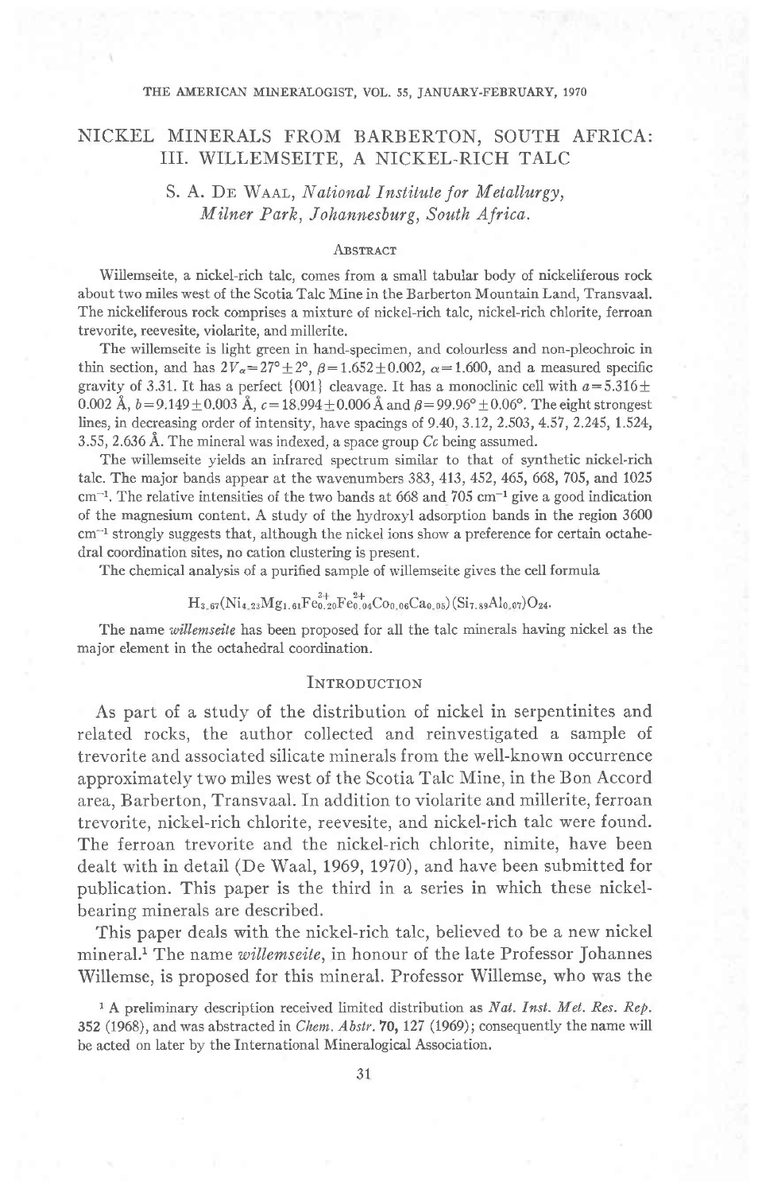# NICKEL MINERALS FROM BARBERTON, SOUTH AFRICA: III. WILLEMSEITE, A NICKEL-RICH TALC

S. A. De Waal, *National Institute for Metallurgy, Milner Park, Johannesburg, South Africa.*

## Abstract

Willemseite, a nickel-rich talc, comes from a small tabular body of nickeliferous rock about two miles west of the Scotia Talc Mine in the Barberton Mountain Land, Transvaal. The nickeliferous rock comprises a mixture of nickel-rich talc, nickel-rich chlorite, ferroan trevorite, reevesite, violarite, and millerite.

The willemseite is light green in hand-specimen, and colourless and non-pleochroic in thin section, and has $2V_\alpha = 27° \pm 2°$, $\beta = 1.652 \pm 0.002$, $\alpha = 1.600$, and a measured specific gravity of 3.31. It has a perfect {001} cleavage. It has a monoclinic cell with $a = 5.316 \pm 0.002$ Å, $b = 9.149 \pm 0.003$ Å, $c = 18.994 \pm 0.006$ Å and $\beta = 99.96° \pm 0.06°$. The eight strongest lines, in decreasing order of intensity, have spacings of 9.40, 3.12, 2.503, 4.57, 2.245, 1.524, 3.55, 2.636 Å. The mineral was indexed, a space group *Cc* being assumed.

The willemseite yields an infrared spectrum similar to that of synthetic nickel-rich talc. The major bands appear at the wavenumbers 383, 413, 452, 465, 668, 705, and 1025 $cm^{-1}$. The relative intensities of the two bands at 668 and 705 $cm^{-1}$ give a good indication of the magnesium content. A study of the hydroxyl adsorption bands in the region 3600 $cm^{-1}$ strongly suggests that, although the nickel ions show a preference for certain octahedral coordination sites, no cation clustering is present.

The chemical analysis of a purified sample of willemseite gives the cell formula

$$H_{3.67}(Ni_{4.23}Mg_{1.61}Fe^{3+}_{0.20}Fe^{2+}_{0.04}Co_{0.06}Ca_{0.05})(Si_{7.89}Al_{0.07})O_{24}.$$

The name *willemseite* has been proposed for all the talc minerals having nickel as the major element in the octahedral coordination.

## Introduction

As part of a study of the distribution of nickel in serpentinites and related rocks, the author collected and reinvestigated a sample of trevorite and associated silicate minerals from the well-known occurrence approximately two miles west of the Scotia Talc Mine, in the Bon Accord area, Barberton, Transvaal. In addition to violarite and millerite, ferroan trevorite, nickel-rich chlorite, reevesite, and nickel-rich talc were found. The ferroan trevorite and the nickel-rich chlorite, nimite, have been dealt with in detail (De Waal, 1969, 1970), and have been submitted for publication. This paper is the third in a series in which these nickel-bearing minerals are described.

This paper deals with the nickel-rich talc, believed to be a new nickel mineral.[1] The name *willemseite*, in honour of the late Professor Johannes Willemse, is proposed for this mineral. Professor Willemse, who was the

[1] A preliminary description received limited distribution as *Nat. Inst. Met. Res. Rep.* 352 (1968), and was abstracted in *Chem. Abstr.* **70**, 127 (1969); consequently the name will be acted on later by the International Mineralogical Association.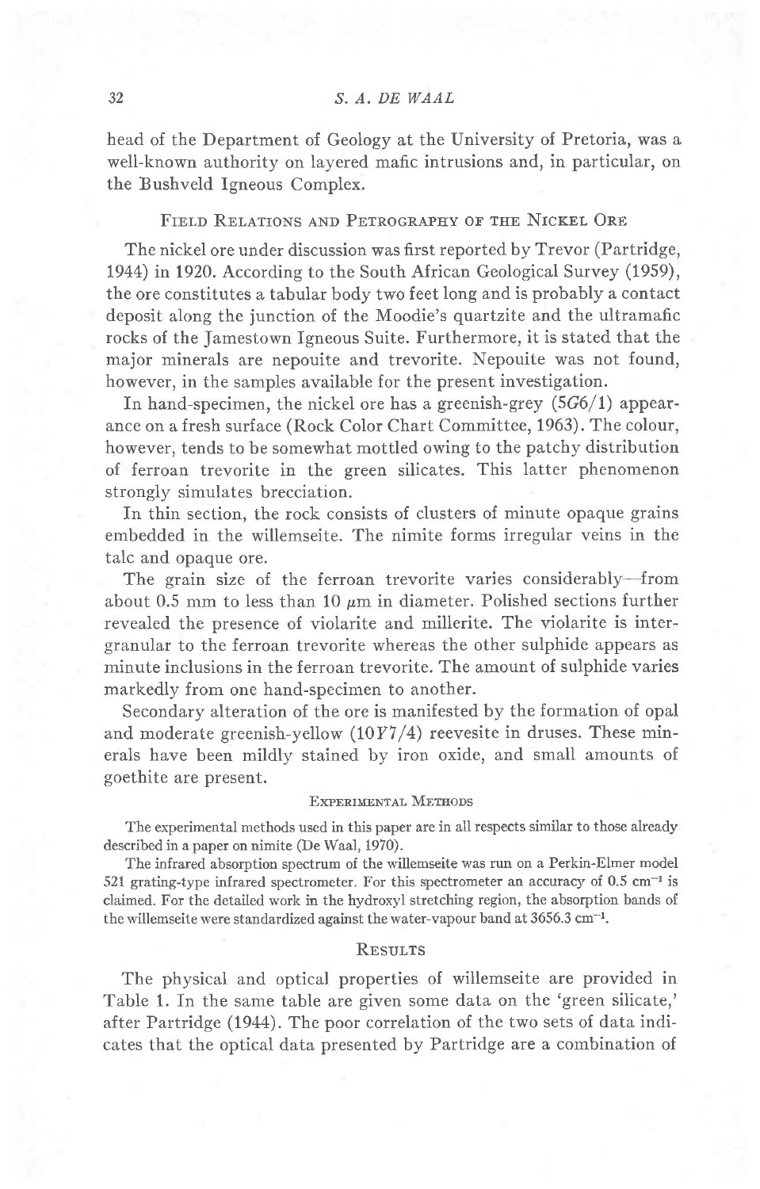head of the Department of Geology at the University of Pretoria, was a well-known authority on layered mafic intrusions and, in particular, on the Bushveld Igneous Complex.

## Field Relations and Petrography of the Nickel Ore

The nickel ore under discussion was first reported by Trevor (Partridge, 1944) in 1920. According to the South African Geological Survey (1959), the ore constitutes a tabular body two feet long and is probably a contact deposit along the junction of the Moodie's quartzite and the ultramafic rocks of the Jamestown Igneous Suite. Furthermore, it is stated that the major minerals are nepouite and trevorite. Nepouite was not found, however, in the samples available for the present investigation.

In hand-specimen, the nickel ore has a greenish-grey (5*G*6/1) appearance on a fresh surface (Rock Color Chart Committee, 1963). The colour, however, tends to be somewhat mottled owing to the patchy distribution of ferroan trevorite in the green silicates. This latter phenomenon strongly simulates brecciation.

In thin section, the rock consists of clusters of minute opaque grains embedded in the willemseite. The nimite forms irregular veins in the talc and opaque ore.

The grain size of the ferroan trevorite varies considerably—from about 0.5 mm to less than 10 $\mu$m in diameter. Polished sections further revealed the presence of violarite and millerite. The violarite is intergranular to the ferroan trevorite whereas the other sulphide appears as minute inclusions in the ferroan trevorite. The amount of sulphide varies markedly from one hand-specimen to another.

Secondary alteration of the ore is manifested by the formation of opal and moderate greenish-yellow (10*Y*7/4) reevesite in druses. These minerals have been mildly stained by iron oxide, and small amounts of goethite are present.

### Experimental Methods

The experimental methods used in this paper are in all respects similar to those already described in a paper on nimite (De Waal, 1970).

The infrared absorption spectrum of the willemseite was run on a Perkin-Elmer model 521 grating-type infrared spectrometer. For this spectrometer an accuracy of 0.5 $cm^{-1}$ is claimed. For the detailed work in the hydroxyl stretching region, the absorption bands of the willemseite were standardized against the water-vapour band at 3656.3 $cm^{-1}$.

## Results

The physical and optical properties of willemseite are provided in Table 1. In the same table are given some data on the 'green silicate,' after Partridge (1944). The poor correlation of the two sets of data indicates that the optical data presented by Partridge are a combination of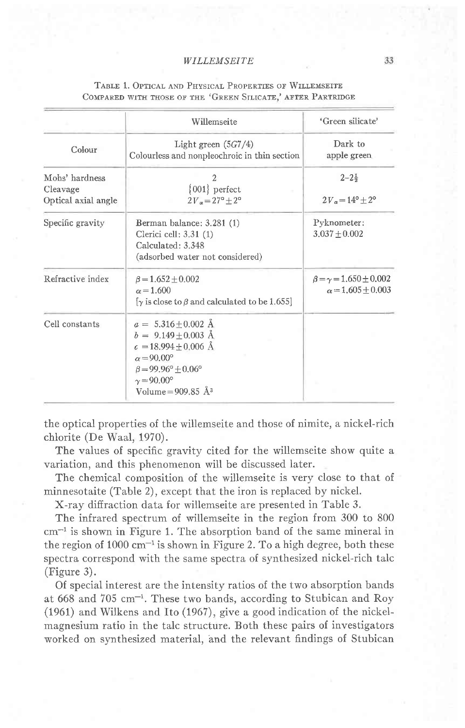Table 1. Optical and Physical Properties of Willemseite Compared with those of the 'Green Silicate,' after Partridge

| | Willemseite | 'Green silicate' |
|---|---|---|
| Colour | Light green (5G7/4)<br>Colourless and nonpleochroic in thin section | Dark to apple green |
| Mohs' hardness<br>Cleavage<br>Optical axial angle | 2<br>{001} perfect<br>$2V_\alpha = 27° \pm 2°$ | $2\text{–}2\frac{1}{2}$<br><br>$2V_\alpha = 14° \pm 2°$ |
| Specific gravity | Berman balance: 3.281 (1)<br>Clerici cell: 3.31 (1)<br>Calculated: 3.348<br>(adsorbed water not considered) | Pyknometer:<br>$3.037 \pm 0.002$ |
| Refractive index | $\beta = 1.652 \pm 0.002$<br>$\alpha = 1.600$<br>[$\gamma$ is close to $\beta$ and calculated to be 1.655] | $\beta = \gamma = 1.650 \pm 0.002$<br>$\alpha = 1.605 \pm 0.003$ |
| Cell constants | $a = 5.316 \pm 0.002$ Å<br>$b = 9.149 \pm 0.003$ Å<br>$c = 18.994 \pm 0.006$ Å<br>$\alpha = 90.00°$<br>$\beta = 99.96° \pm 0.06°$<br>$\gamma = 90.00°$<br>Volume = 909.85 Å$^3$ | |

the optical properties of the willemseite and those of nimite, a nickel-rich chlorite (De Waal, 1970).

The values of specific gravity cited for the willemseite show quite a variation, and this phenomenon will be discussed later.

The chemical composition of the willemseite is very close to that of minnesotaite (Table 2), except that the iron is replaced by nickel.

X-ray diffraction data for willemseite are presented in Table 3.

The infrared spectrum of willemseite in the region from 300 to 800 cm$^{-1}$ is shown in Figure 1. The absorption band of the same mineral in the region of 1000 cm$^{-1}$ is shown in Figure 2. To a high degree, both these spectra correspond with the same spectra of synthesized nickel-rich talc (Figure 3).

Of special interest are the intensity ratios of the two absorption bands at 668 and 705 cm$^{-1}$. These two bands, according to Stubican and Roy (1961) and Wilkens and Ito (1967), give a good indication of the nickel-magnesium ratio in the talc structure. Both these pairs of investigators worked on synthesized material, and the relevant findings of Stubican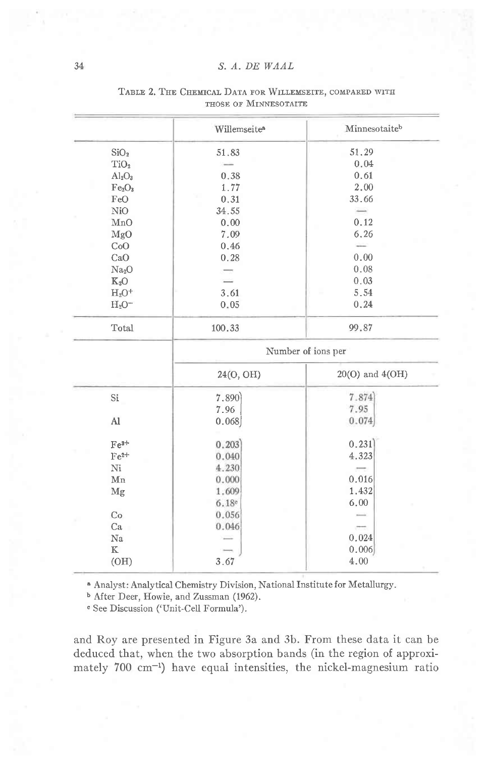TABLE 2. THE CHEMICAL DATA FOR WILLEMSEITE, COMPARED WITH THOSE OF MINNESOTAITE

| | Willemseite[a] | Minnesotaite[b] |
|---|---|---|
| $SiO_2$ | 51.83 | 51.29 |
| $TiO_2$ | — | 0.04 |
| $Al_2O_3$ | 0.38 | 0.61 |
| $Fe_2O_3$ | 1.77 | 2.00 |
| FeO | 0.31 | 33.66 |
| NiO | 34.55 | — |
| MnO | 0.00 | 0.12 |
| MgO | 7.09 | 6.26 |
| CoO | 0.46 | — |
| CaO | 0.28 | 0.00 |
| $Na_2O$ | — | 0.08 |
| $K_2O$ | — | 0.03 |
| $H_2O^+$ | 3.61 | 5.54 |
| $H_2O^-$ | 0.05 | 0.24 |
| Total | 100.33 | 99.87 |
| | Number of ions per | |
| | 24(O, OH) | 20(O) and 4(OH) |
| Si | 7.890 | 7.874 |
| | 7.96 | 7.95 |
| Al | 0.068 | 0.074 |
| $Fe^{3+}$ | 0.203 | 0.231 |
| $Fe^{2+}$ | 0.040 | 4.323 |
| Ni | 4.230 | — |
| Mn | 0.000 | 0.016 |
| Mg | 1.609 | 1.432 |
| | 6.18[c] | 6.00 |
| Co | 0.056 | — |
| Ca | 0.046 | — |
| Na | — | 0.024 |
| K | — | 0.006 |
| (OH) | 3.67 | 4.00 |

[a] Analyst: Analytical Chemistry Division, National Institute for Metallurgy.
[b] After Deer, Howie, and Zussman (1962).
[c] See Discussion ('Unit-Cell Formula').

and Roy are presented in Figure 3a and 3b. From these data it can be deduced that, when the two absorption bands (in the region of approximately 700 $cm^{-1}$) have equal intensities, the nickel-magnesium ratio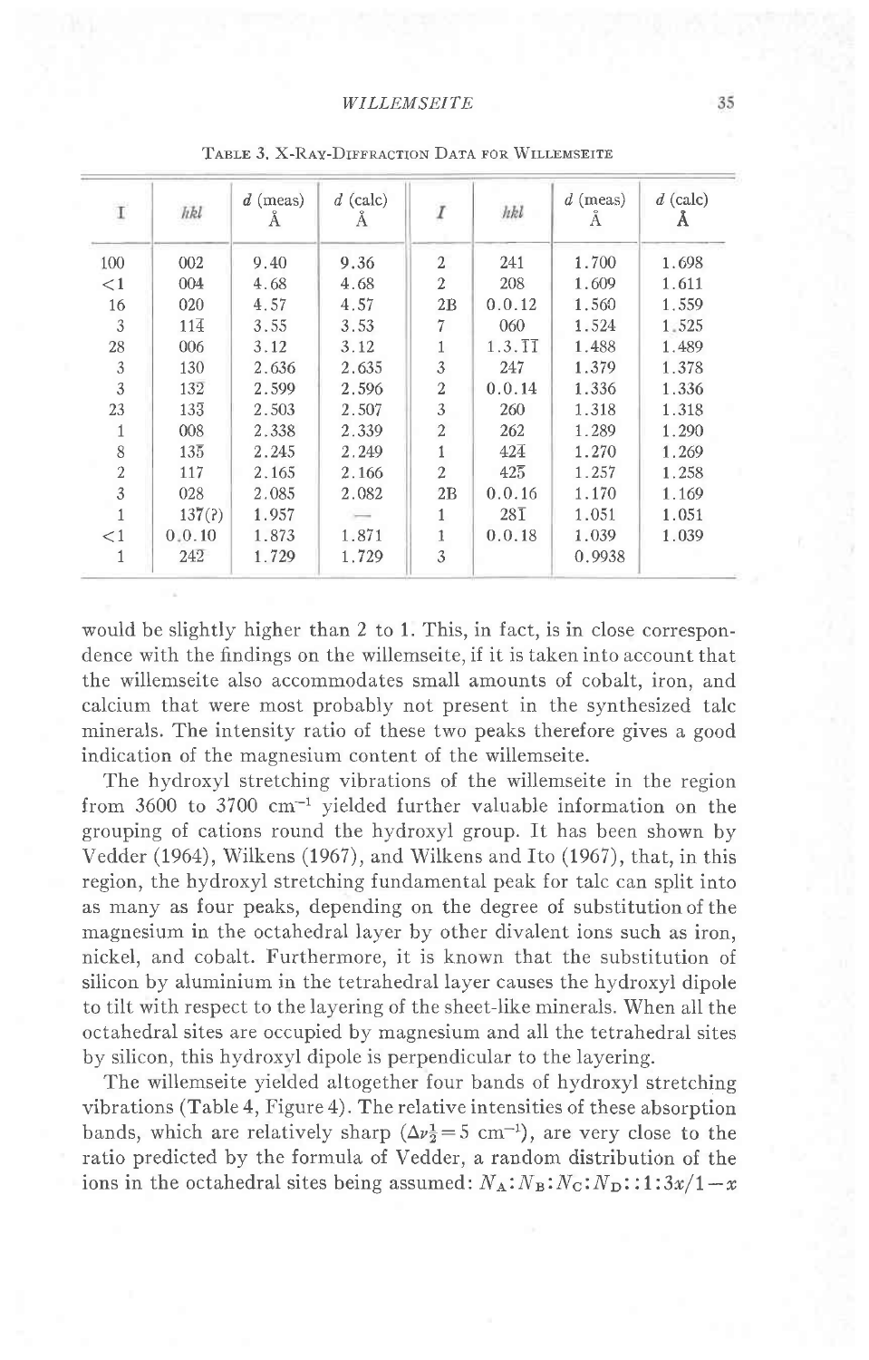TABLE 3. X-RAY-DIFFRACTION DATA FOR WILLEMSEITE

| I | hkl | d (meas) Å | d (calc) Å | I | hkl | d (meas) Å | d (calc) Å |
|---|---|---|---|---|---|---|---|
| 100 | 002 | 9.40 | 9.36 | 2 | 241 | 1.700 | 1.698 |
| <1 | 004 | 4.68 | 4.68 | 2 | 208 | 1.609 | 1.611 |
| 16 | 020 | 4.57 | 4.57 | 2B | 0.0.12 | 1.560 | 1.559 |
| 3 | $11\bar{4}$ | 3.55 | 3.53 | 7 | 060 | 1.524 | 1.525 |
| 28 | 006 | 3.12 | 3.12 | 1 | $1.3.\bar{1}\bar{1}$ | 1.488 | 1.489 |
| 3 | 130 | 2.636 | 2.635 | 3 | 247 | 1.379 | 1.378 |
| 3 | $13\bar{2}$ | 2.599 | 2.596 | 2 | 0.0.14 | 1.336 | 1.336 |
| 23 | $13\bar{3}$ | 2.503 | 2.507 | 3 | 260 | 1.318 | 1.318 |
| 1 | 008 | 2.338 | 2.339 | 2 | 262 | 1.289 | 1.290 |
| 8 | $13\bar{5}$ | 2.245 | 2.249 | 1 | $42\bar{4}$ | 1.270 | 1.269 |
| 2 | 117 | 2.165 | 2.166 | 2 | $42\bar{5}$ | 1.257 | 1.258 |
| 3 | 028 | 2.085 | 2.082 | 2B | 0.0.16 | 1.170 | 1.169 |
| 1 | $13\bar{7}$(?) | 1.957 | — | 1 | $28\bar{1}$ | 1.051 | 1.051 |
| <1 | 0.0.10 | 1.873 | 1.871 | 1 | 0.0.18 | 1.039 | 1.039 |
| 1 | $24\bar{2}$ | 1.729 | 1.729 | 3 | | 0.9938 | |

would be slightly higher than 2 to 1. This, in fact, is in close correspondence with the findings on the willemseite, if it is taken into account that the willemseite also accommodates small amounts of cobalt, iron, and calcium that were most probably not present in the synthesized talc minerals. The intensity ratio of these two peaks therefore gives a good indication of the magnesium content of the willemseite.

The hydroxyl stretching vibrations of the willemseite in the region from 3600 to 3700 $cm^{-1}$ yielded further valuable information on the grouping of cations round the hydroxyl group. It has been shown by Vedder (1964), Wilkens (1967), and Wilkens and Ito (1967), that, in this region, the hydroxyl stretching fundamental peak for talc can split into as many as four peaks, depending on the degree of substitution of the magnesium in the octahedral layer by other divalent ions such as iron, nickel, and cobalt. Furthermore, it is known that the substitution of silicon by aluminium in the tetrahedral layer causes the hydroxyl dipole to tilt with respect to the layering of the sheet-like minerals. When all the octahedral sites are occupied by magnesium and all the tetrahedral sites by silicon, this hydroxyl dipole is perpendicular to the layering.

The willemseite yielded altogether four bands of hydroxyl stretching vibrations (Table 4, Figure 4). The relative intensities of these absorption bands, which are relatively sharp ($\Delta\nu\tfrac{1}{2} = 5$ $cm^{-1}$), are very close to the ratio predicted by the formula of Vedder, a random distribution of the ions in the octahedral sites being assumed: $N_A : N_B : N_C : N_D :: 1 : 3x/1-x$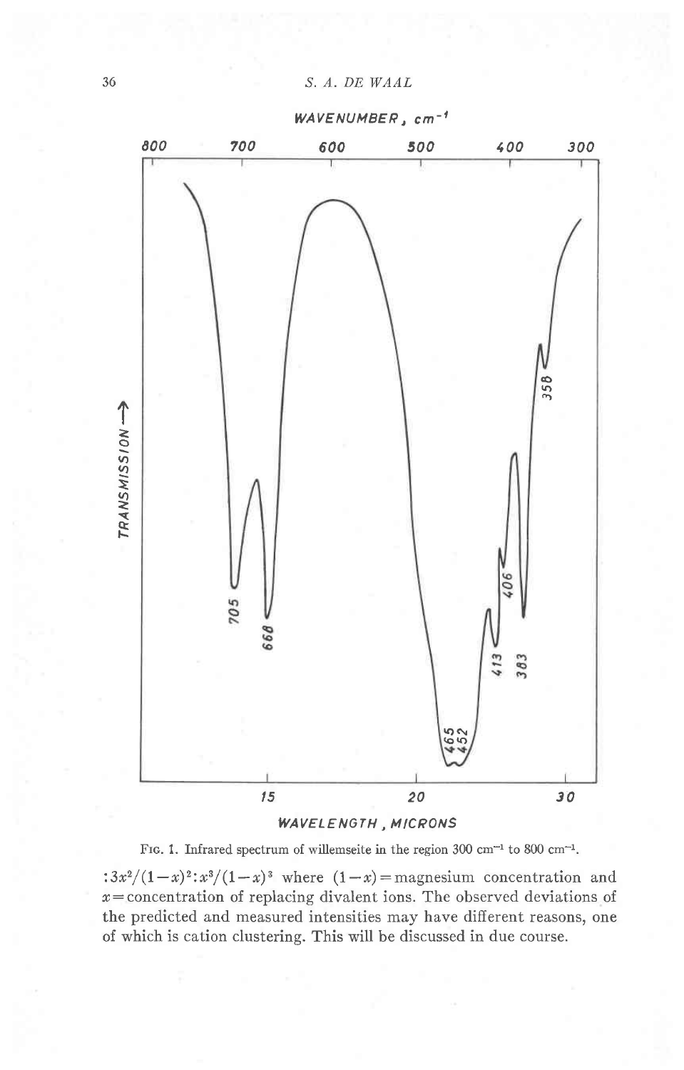FIG. 1. Infrared spectrum of willemseite in the region 300 cm$^{-1}$ to 800 cm$^{-1}$.

$:3x^2/(1-x)^2:x^3/(1-x)^3$ where $(1-x)$ = magnesium concentration and $x$ = concentration of replacing divalent ions. The observed deviations of the predicted and measured intensities may have different reasons, one of which is cation clustering. This will be discussed in due course.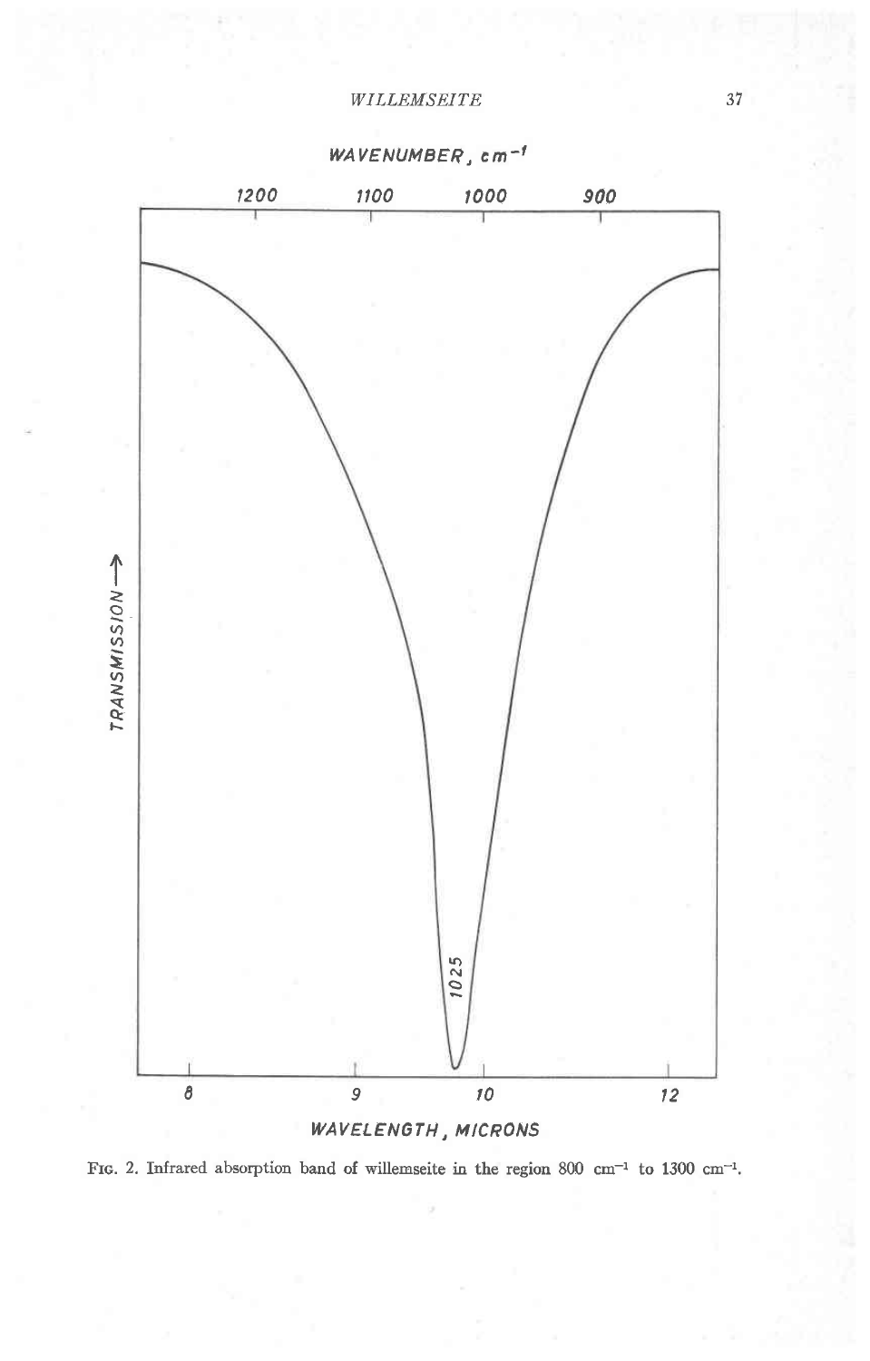Fig. 2. Infrared absorption band of willemseite in the region 800 $cm^{-1}$ to 1300 $cm^{-1}$.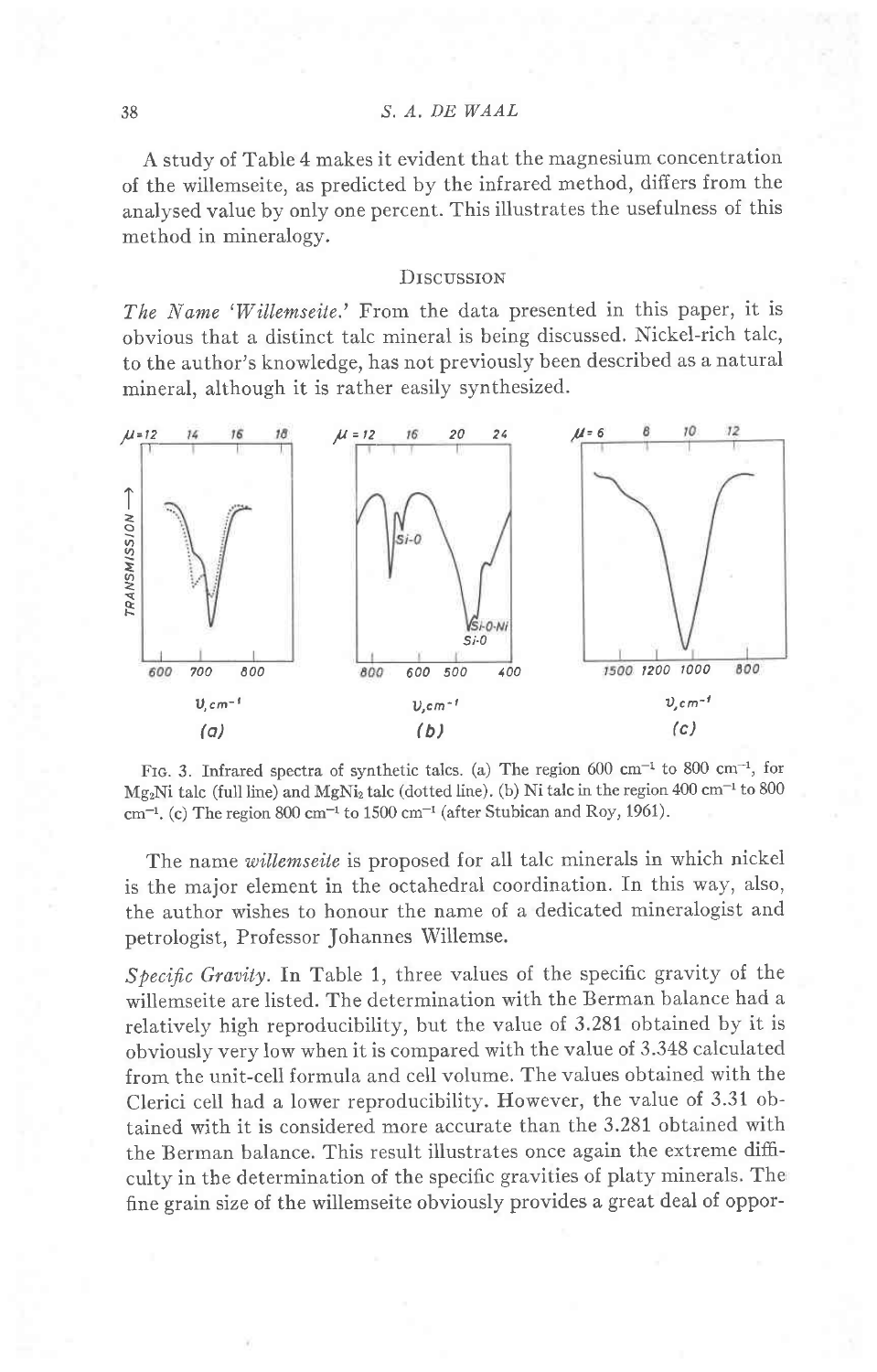A study of Table 4 makes it evident that the magnesium concentration of the willemseite, as predicted by the infrared method, differs from the analysed value by only one percent. This illustrates the usefulness of this method in mineralogy.

## Discussion

*The Name 'Willemseite.'* From the data presented in this paper, it is obvious that a distinct talc mineral is being discussed. Nickel-rich talc, to the author's knowledge, has not previously been described as a natural mineral, although it is rather easily synthesized.

Fig. 3. Infrared spectra of synthetic talcs. (a) The region 600 $cm^{-1}$ to 800 $cm^{-1}$, for $Mg_2Ni$ talc (full line) and $MgNi_2$ talc (dotted line). (b) Ni talc in the region 400 $cm^{-1}$ to 800 $cm^{-1}$. (c) The region 800 $cm^{-1}$ to 1500 $cm^{-1}$ (after Stubican and Roy, 1961).

The name *willemseite* is proposed for all talc minerals in which nickel is the major element in the octahedral coordination. In this way, also, the author wishes to honour the name of a dedicated mineralogist and petrologist, Professor Johannes Willemse.

*Specific Gravity.* In Table 1, three values of the specific gravity of the willemseite are listed. The determination with the Berman balance had a relatively high reproducibility, but the value of 3.281 obtained by it is obviously very low when it is compared with the value of 3.348 calculated from the unit-cell formula and cell volume. The values obtained with the Clerici cell had a lower reproducibility. However, the value of 3.31 obtained with it is considered more accurate than the 3.281 obtained with the Berman balance. This result illustrates once again the extreme difficulty in the determination of the specific gravities of platy minerals. The fine grain size of the willemseite obviously provides a great deal of oppor-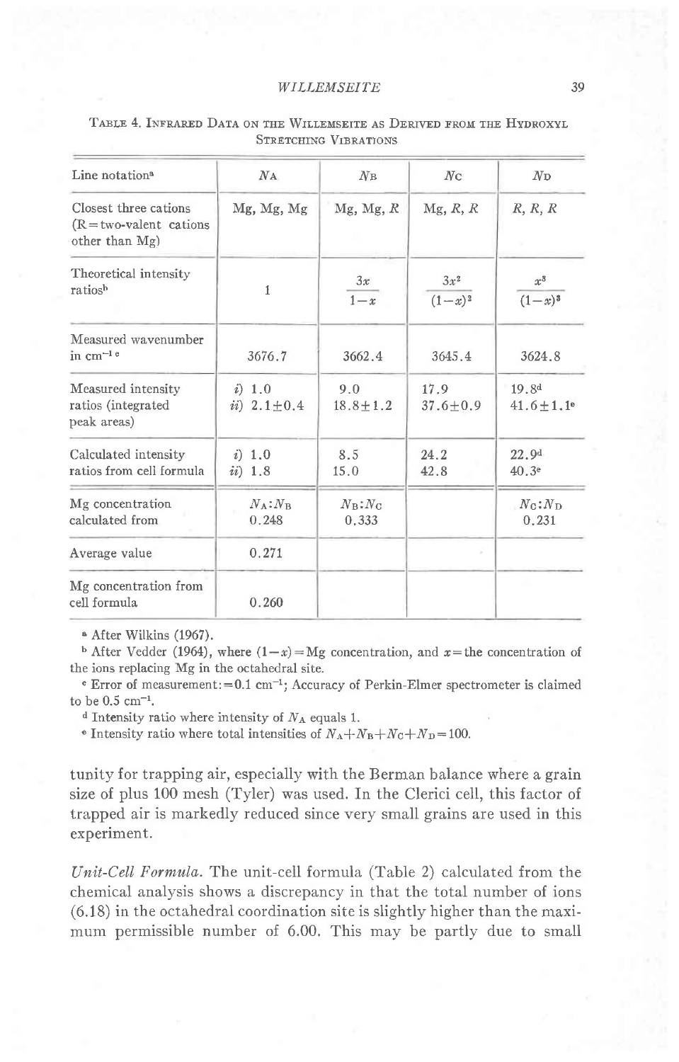Table 4. Infrared Data on the Willemseite as Derived from the Hydroxyl Stretching Vibrations

| Line notation[a] | $N_A$ | $N_B$ | $N_C$ | $N_D$ |
|---|---|---|---|---|
| Closest three cations (R = two-valent cations other than Mg) | Mg, Mg, Mg | Mg, Mg, *R* | Mg, *R*, *R* | *R*, *R*, *R* |
| Theoretical intensity ratios[b] | 1 | $\frac{3x}{1-x}$ | $\frac{3x^2}{(1-x)^2}$ | $\frac{x^3}{(1-x)^3}$ |
| Measured wavenumber in $cm^{-1}$ [c] | 3676.7 | 3662.4 | 3645.4 | 3624.8 |
| Measured intensity ratios (integrated peak areas) | *i)* 1.0<br>*ii)* 2.1±0.4 | 9.0<br>18.8±1.2 | 17.9<br>37.6±0.9 | 19.8[d]<br>41.6±1.1[e] |
| Calculated intensity ratios from cell formula | *i)* 1.0<br>*ii)* 1.8 | 8.5<br>15.0 | 24.2<br>42.8 | 22.9[d]<br>40.3[e] |
| Mg concentration calculated from | $N_A$:$N_B$<br>0.248 | $N_B$:$N_C$<br>0.333 | | $N_C$:$N_D$<br>0.231 |
| Average value | 0.271 | | | |
| Mg concentration from cell formula | 0.260 | | | |

[a] After Wilkins (1967).

[b] After Vedder (1964), where $(1-x)$ = Mg concentration, and $x$ = the concentration of the ions replacing Mg in the octahedral site.

[c] Error of measurement: = 0.1 $cm^{-1}$; Accuracy of Perkin-Elmer spectrometer is claimed to be 0.5 $cm^{-1}$.

[d] Intensity ratio where intensity of $N_A$ equals 1.

[e] Intensity ratio where total intensities of $N_A + N_B + N_C + N_D = 100$.

tunity for trapping air, especially with the Berman balance where a grain size of plus 100 mesh (Tyler) was used. In the Clerici cell, this factor of trapped air is markedly reduced since very small grains are used in this experiment.

*Unit-Cell Formula.* The unit-cell formula (Table 2) calculated from the chemical analysis shows a discrepancy in that the total number of ions (6.18) in the octahedral coordination site is slightly higher than the maximum permissible number of 6.00. This may be partly due to small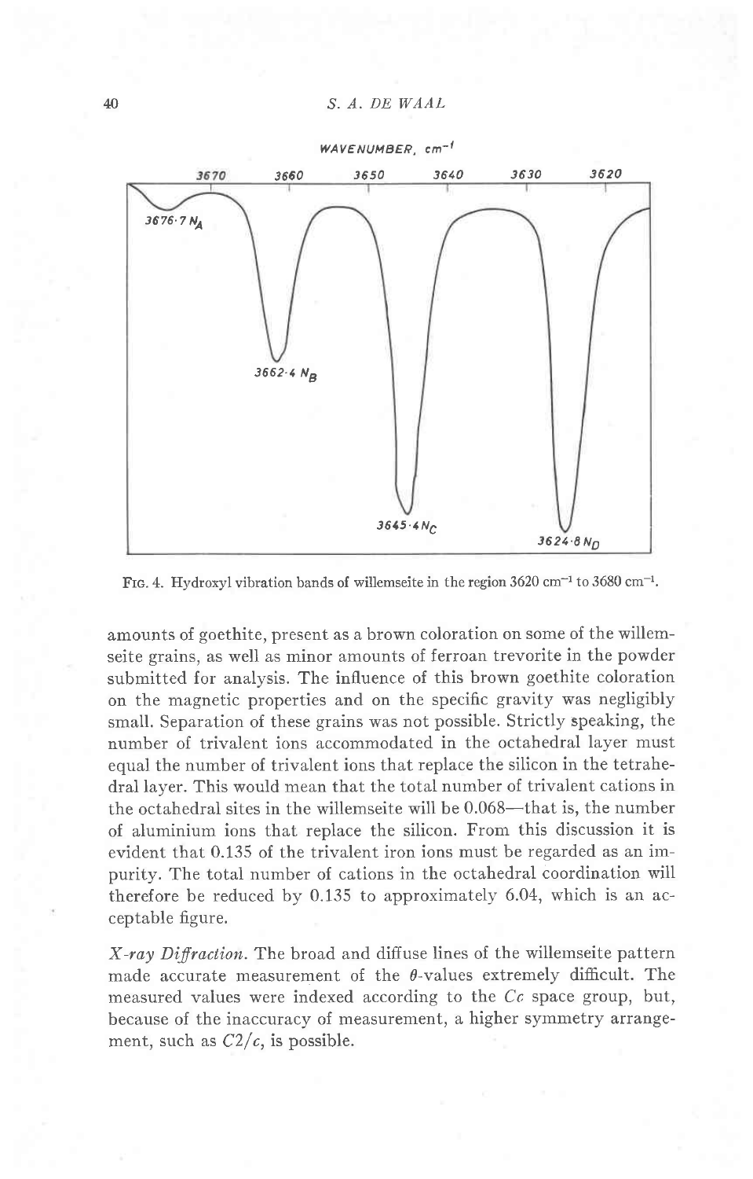FIG. 4. Hydroxyl vibration bands of willemseite in the region 3620 $cm^{-1}$ to 3680 $cm^{-1}$.

amounts of goethite, present as a brown coloration on some of the willemseite grains, as well as minor amounts of ferroan trevorite in the powder submitted for analysis. The influence of this brown goethite coloration on the magnetic properties and on the specific gravity was negligibly small. Separation of these grains was not possible. Strictly speaking, the number of trivalent ions accommodated in the octahedral layer must equal the number of trivalent ions that replace the silicon in the tetrahedral layer. This would mean that the total number of trivalent cations in the octahedral sites in the willemseite will be 0.068—that is, the number of aluminium ions that replace the silicon. From this discussion it is evident that 0.135 of the trivalent iron ions must be regarded as an impurity. The total number of cations in the octahedral coordination will therefore be reduced by 0.135 to approximately 6.04, which is an acceptable figure.

*X-ray Diffraction.* The broad and diffuse lines of the willemseite pattern made accurate measurement of the $\theta$-values extremely difficult. The measured values were indexed according to the *Cc* space group, but, because of the inaccuracy of measurement, a higher symmetry arrangement, such as *C*2/*c*, is possible.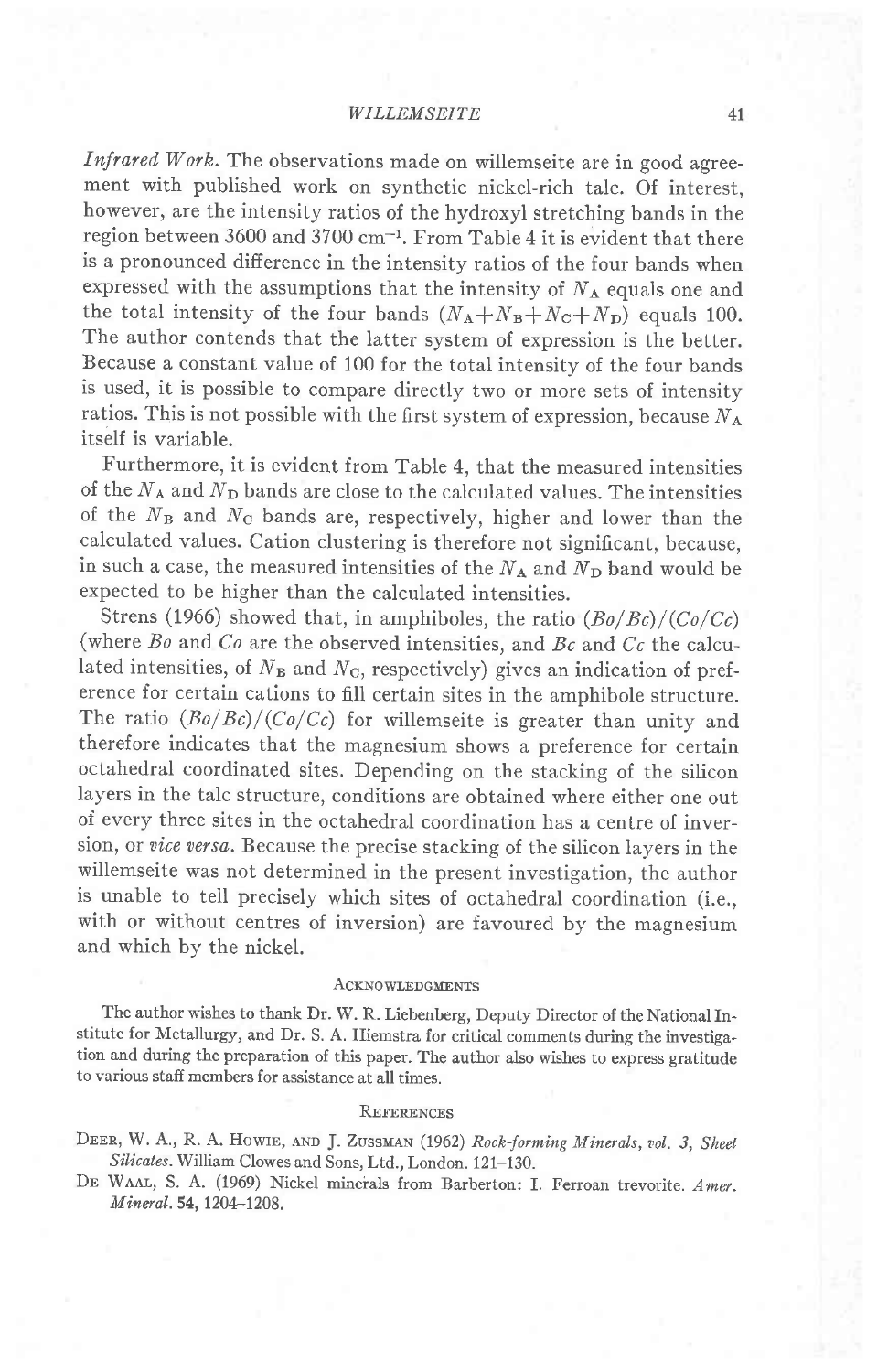*Infrared Work.* The observations made on willemseite are in good agreement with published work on synthetic nickel-rich talc. Of interest, however, are the intensity ratios of the hydroxyl stretching bands in the region between 3600 and 3700 $cm^{-1}$. From Table 4 it is evident that there is a pronounced difference in the intensity ratios of the four bands when expressed with the assumptions that the intensity of $N_A$ equals one and the total intensity of the four bands ($N_A+N_B+N_C+N_D$) equals 100. The author contends that the latter system of expression is the better. Because a constant value of 100 for the total intensity of the four bands is used, it is possible to compare directly two or more sets of intensity ratios. This is not possible with the first system of expression, because $N_A$ itself is variable.

Furthermore, it is evident from Table 4, that the measured intensities of the $N_A$ and $N_D$ bands are close to the calculated values. The intensities of the $N_B$ and $N_C$ bands are, respectively, higher and lower than the calculated values. Cation clustering is therefore not significant, because, in such a case, the measured intensities of the $N_A$ and $N_D$ band would be expected to be higher than the calculated intensities.

Strens (1966) showed that, in amphiboles, the ratio $(Bo/Bc)/(Co/Cc)$ (where $Bo$ and $Co$ are the observed intensities, and $Bc$ and $Cc$ the calculated intensities, of $N_B$ and $N_C$, respectively) gives an indication of preference for certain cations to fill certain sites in the amphibole structure. The ratio $(Bo/Bc)/(Co/Cc)$ for willemseite is greater than unity and therefore indicates that the magnesium shows a preference for certain octahedral coordinated sites. Depending on the stacking of the silicon layers in the talc structure, conditions are obtained where either one out of every three sites in the octahedral coordination has a centre of inversion, or *vice versa*. Because the precise stacking of the silicon layers in the willemseite was not determined in the present investigation, the author is unable to tell precisely which sites of octahedral coordination (i.e., with or without centres of inversion) are favoured by the magnesium and which by the nickel.

## Acknowledgments

The author wishes to thank Dr. W. R. Liebenberg, Deputy Director of the National Institute for Metallurgy, and Dr. S. A. Hiemstra for critical comments during the investigation and during the preparation of this paper. The author also wishes to express gratitude to various staff members for assistance at all times.

## References

Deer, W. A., R. A. Howie, and J. Zussman (1962) *Rock-forming Minerals, vol. 3, Sheet Silicates.* William Clowes and Sons, Ltd., London. 121–130.

De Waal, S. A. (1969) Nickel minerals from Barberton: I. Ferroan trevorite. *Amer. Mineral.* **54**, 1204–1208.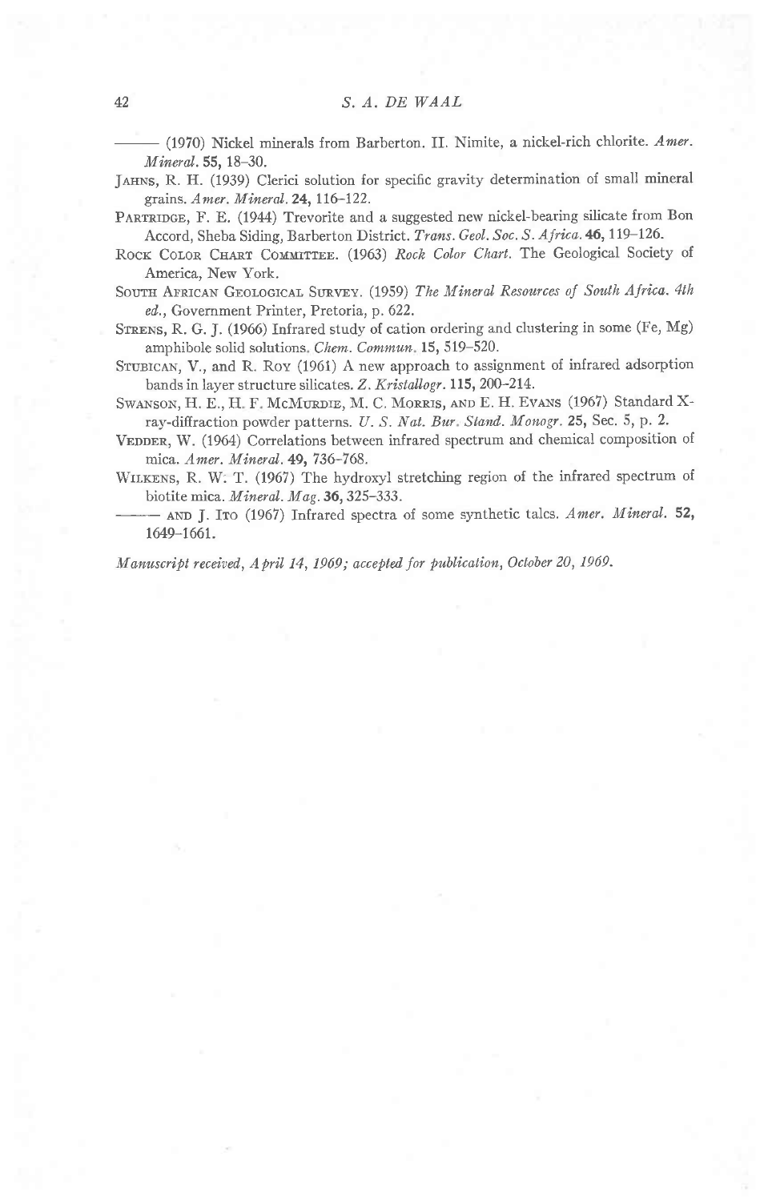——— (1970) Nickel minerals from Barberton. II. Nimite, a nickel-rich chlorite. *Amer. Mineral.* **55,** 18–30.

JAHNS, R. H. (1939) Clerici solution for specific gravity determination of small mineral grains. *Amer. Mineral.* **24,** 116–122.

PARTRIDGE, F. E. (1944) Trevorite and a suggested new nickel-bearing silicate from Bon Accord, Sheba Siding, Barberton District. *Trans. Geol. Soc. S. Africa.* **46,** 119–126.

ROCK COLOR CHART COMMITTEE. (1963) *Rock Color Chart.* The Geological Society of America, New York.

SOUTH AFRICAN GEOLOGICAL SURVEY. (1959) *The Mineral Resources of South Africa. 4th ed.,* Government Printer, Pretoria, p. 622.

STRENS, R. G. J. (1966) Infrared study of cation ordering and clustering in some (Fe, Mg) amphibole solid solutions. *Chem. Commun.* **15,** 519–520.

STUBICAN, V., and R. ROY (1961) A new approach to assignment of infrared adsorption bands in layer structure silicates. *Z. Kristallogr.* **115,** 200–214.

SWANSON, H. E., H. F. MCMURDIE, M. C. MORRIS, AND E. H. EVANS (1967) Standard X-ray-diffraction powder patterns. *U. S. Nat. Bur. Stand. Monogr.* **25,** Sec. 5, p. 2.

VEDDER, W. (1964) Correlations between infrared spectrum and chemical composition of mica. *Amer. Mineral.* **49,** 736–768.

WILKENS, R. W. T. (1967) The hydroxyl stretching region of the infrared spectrum of biotite mica. *Mineral. Mag.* **36,** 325–333.

——— AND J. ITO (1967) Infrared spectra of some synthetic talcs. *Amer. Mineral.* **52,** 1649–1661.

*Manuscript received, April 14, 1969; accepted for publication, October 20, 1969.*